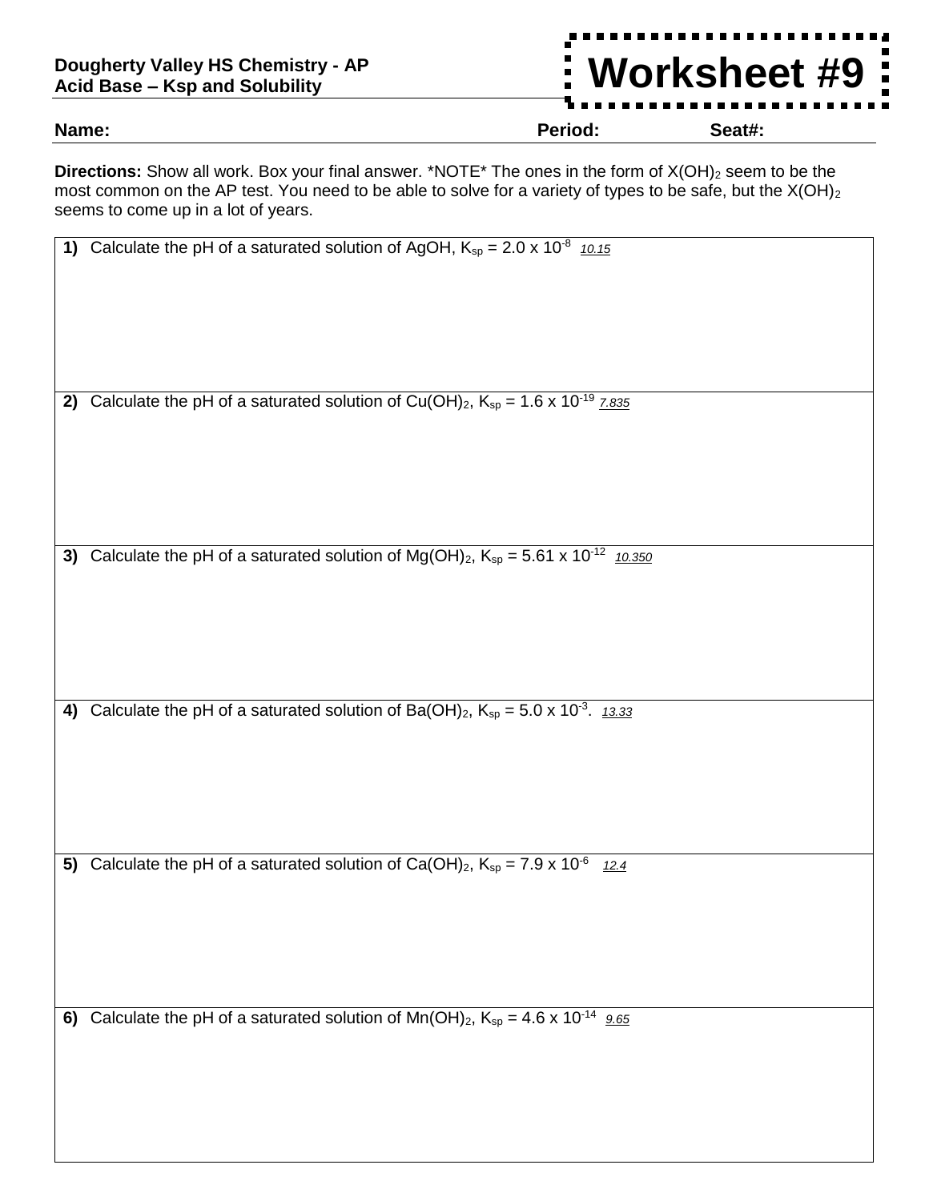**Dougherty Valley HS Chemistry - AP**
**Acid Base – Ksp and Solubility**

# Worksheet #9

**Name:** **Period:** **Seat#:**

**Directions:** Show all work. Box your final answer. *NOTE* The ones in the form of $X(OH)_2$ seem to be the most common on the AP test. You need to be able to solve for a variety of types to be safe, but the $X(OH)_2$ seems to come up in a lot of years.

**1)** Calculate the pH of a saturated solution of AgOH, $K_{sp} = 2.0 \times 10^{-8}$ *10.15*

**2)** Calculate the pH of a saturated solution of $Cu(OH)_2$, $K_{sp} = 1.6 \times 10^{-19}$ *7.835*

**3)** Calculate the pH of a saturated solution of $Mg(OH)_2$, $K_{sp} = 5.61 \times 10^{-12}$ *10.350*

**4)** Calculate the pH of a saturated solution of $Ba(OH)_2$, $K_{sp} = 5.0 \times 10^{-3}$. *13.33*

**5)** Calculate the pH of a saturated solution of $Ca(OH)_2$, $K_{sp} = 7.9 \times 10^{-6}$ *12.4*

**6)** Calculate the pH of a saturated solution of $Mn(OH)_2$, $K_{sp} = 4.6 \times 10^{-14}$ *9.65*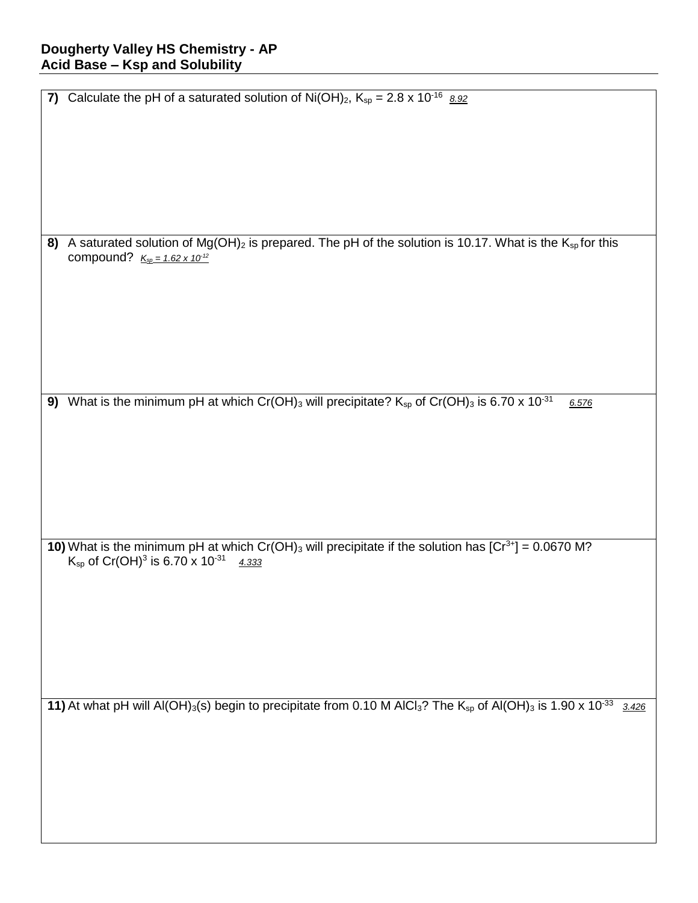**Dougherty Valley HS Chemistry - AP**
**Acid Base – Ksp and Solubility**

**7)** Calculate the pH of a saturated solution of $Ni(OH)_2$, $K_{sp} = 2.8 \times 10^{-16}$ *8.92*

**8)** A saturated solution of $Mg(OH)_2$ is prepared. The pH of the solution is 10.17. What is the $K_{sp}$ for this compound? *$K_{sp} = 1.62 \times 10^{-12}$*

**9)** What is the minimum pH at which $Cr(OH)_3$ will precipitate? $K_{sp}$ of $Cr(OH)_3$ is $6.70 \times 10^{-31}$ *6.576*

**10)** What is the minimum pH at which $Cr(OH)_3$ will precipitate if the solution has $[Cr^{3+}] = 0.0670$ M? $K_{sp}$ of $Cr(OH)^3$ is $6.70 \times 10^{-31}$ *4.333*

**11)** At what pH will $Al(OH)_3(s)$ begin to precipitate from 0.10 M $AlCl_3$? The $K_{sp}$ of $Al(OH)_3$ is $1.90 \times 10^{-33}$ *3.426*